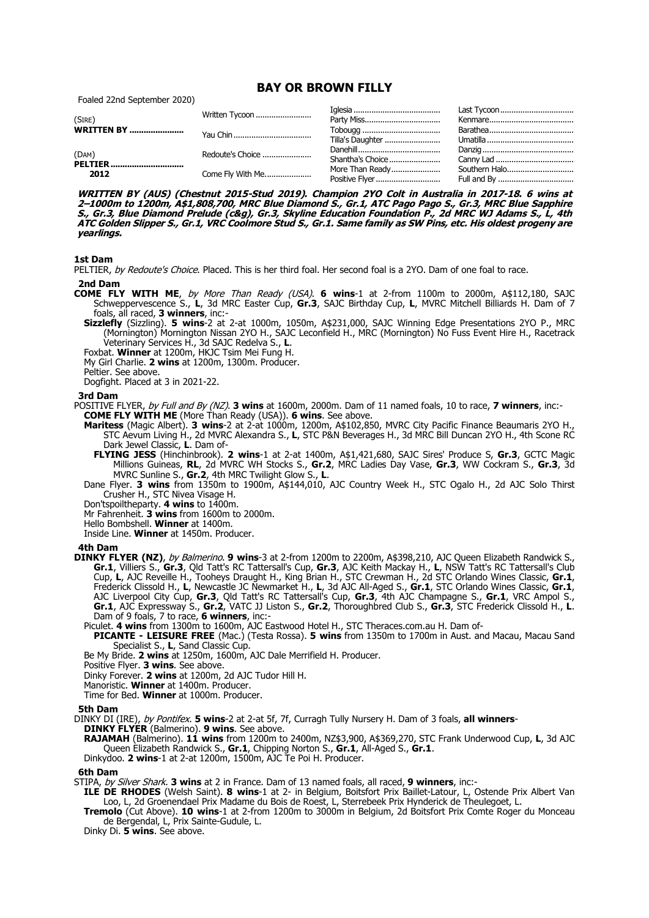# BAY OR BROWN FILLY

Foaled 22nd September 2020)

| | | | |
|---|---|---|---|
| (SIRE) | Written Tycoon | Iglesia | Last Tycoon |
| **WRITTEN BY** | | Party Miss | Kenmare |
| | Yau Chin | Tobougg | Barathea |
| | | Tilla's Daughter | Umatilla |
| (DAM) | Redoute's Choice | Danehill | Danzig |
| **PELTIER** | | Shantha's Choice | Canny Lad |
| **2012** | Come Fly With Me | More Than Ready | Southern Halo |
| | | Positive Flyer | Full and By |

***WRITTEN BY (AUS) (Chestnut 2015-Stud 2019). Champion 2YO Colt in Australia in 2017-18. 6 wins at 2–1000m to 1200m, A$1,808,700, MRC Blue Diamond S., Gr.1, ATC Pago Pago S., Gr.3, MRC Blue Sapphire S., Gr.3, Blue Diamond Prelude (c&g), Gr.3, Skyline Education Foundation P., 2d MRC WJ Adams S., L, 4th ATC Golden Slipper S., Gr.1, VRC Coolmore Stud S., Gr.1. Same family as SW Pins, etc. His oldest progeny are yearlings.***

### 1st Dam

PELTIER, *by Redoute's Choice*. Placed. This is her third foal. Her second foal is a 2YO. Dam of one foal to race.

### 2nd Dam

**COME FLY WITH ME**, *by More Than Ready (USA)*. **6 wins**-1 at 2-from 1100m to 2000m, A$112,180, SAJC Schweppervescence S., **L**, 3d MRC Easter Cup, **Gr.3**, SAJC Birthday Cup, **L**, MVRC Mitchell Billiards H. Dam of 7 foals, all raced, **3 winners**, inc:-

**Sizzlefly** (Sizzling). **5 wins**-2 at 2-at 1000m, 1050m, A$231,000, SAJC Winning Edge Presentations 2YO P., MRC (Mornington) Mornington Nissan 2YO H., SAJC Leconfield H., MRC (Mornington) No Fuss Event Hire H., Racetrack Veterinary Services H., 3d SAJC Redelva S., **L**.

Foxbat. **Winner** at 1200m, HKJC Tsim Mei Fung H.

My Girl Charlie. **2 wins** at 1200m, 1300m. Producer.

Peltier. See above.

Dogfight. Placed at 3 in 2021-22.

### 3rd Dam

POSITIVE FLYER, *by Full and By (NZ)*. **3 wins** at 1600m, 2000m. Dam of 11 named foals, 10 to race, **7 winners**, inc:-

**COME FLY WITH ME** (More Than Ready (USA)). **6 wins**. See above.

**Maritess** (Magic Albert). **3 wins**-2 at 2-at 1000m, 1200m, A$102,850, MVRC City Pacific Finance Beaumaris 2YO H., STC Aevum Living H., 2d MVRC Alexandra S., **L**, STC P&N Beverages H., 3d MRC Bill Duncan 2YO H., 4th Scone RC Dark Jewel Classic, **L**. Dam of-

**FLYING JESS** (Hinchinbrook). **2 wins**-1 at 2-at 1400m, A$1,421,680, SAJC Sires' Produce S, **Gr.3**, GCTC Magic Millions Guineas, **RL**, 2d MVRC WH Stocks S., **Gr.2**, MRC Ladies Day Vase, **Gr.3**, WW Cockram S., **Gr.3**, 3d MVRC Sunline S., **Gr.2**, 4th MRC Twilight Glow S., **L**.

Dane Flyer. **3 wins** from 1350m to 1900m, A$144,010, AJC Country Week H., STC Ogalo H., 2d AJC Solo Thirst Crusher H., STC Nivea Visage H.

Don'tspoiltheparty. **4 wins** to 1400m.

Mr Fahrenheit. **3 wins** from 1600m to 2000m.

Hello Bombshell. **Winner** at 1400m.

Inside Line. **Winner** at 1450m. Producer.

### 4th Dam

**DINKY FLYER (NZ)**, *by Balmerino*. **9 wins**-3 at 2-from 1200m to 2200m, A$398,210, AJC Queen Elizabeth Randwick S., **Gr.1**, Villiers S., **Gr.3**, Qld Tatt's RC Tattersall's Cup, **Gr.3**, AJC Keith Mackay H., **L**, NSW Tatt's RC Tattersall's Club Cup, **L**, AJC Reveille H., Tooheys Draught H., King Brian H., STC Crewman H., 2d STC Orlando Wines Classic, **Gr.1**, Frederick Clissold H., **L**, Newcastle JC Newmarket H., **L**, 3d AJC All-Aged S., **Gr.1**, STC Orlando Wines Classic, **Gr.1**, AJC Liverpool City Cup, **Gr.3**, Qld Tatt's RC Tattersall's Cup, **Gr.3**, 4th AJC Champagne S., **Gr.1**, VRC Ampol S., **Gr.1**, AJC Expressway S., **Gr.2**, VATC JJ Liston S., **Gr.2**, Thoroughbred Club S., **Gr.3**, STC Frederick Clissold H., **L**. Dam of 9 foals, 7 to race, **6 winners**, inc:-

Piculet. **4 wins** from 1300m to 1600m, AJC Eastwood Hotel H., STC Theraces.com.au H. Dam of-

**PICANTE - LEISURE FREE** (Mac.) (Testa Rossa). **5 wins** from 1350m to 1700m in Aust. and Macau, Macau Sand Specialist S., **L**, Sand Classic Cup.

Be My Bride. **2 wins** at 1250m, 1600m, AJC Dale Merrifield H. Producer.

Positive Flyer. **3 wins**. See above.

Dinky Forever. **2 wins** at 1200m, 2d AJC Tudor Hill H.

Manoristic. **Winner** at 1400m. Producer.

Time for Bed. **Winner** at 1000m. Producer.

### 5th Dam

DINKY DI (IRE), *by Pontifex*. **5 wins**-2 at 2-at 5f, 7f, Curragh Tully Nursery H. Dam of 3 foals, **all winners**-

**DINKY FLYER** (Balmerino). **9 wins**. See above.

**RAJAMAH** (Balmerino). **11 wins** from 1200m to 2400m, NZ$3,900, A$369,270, STC Frank Underwood Cup, **L**, 3d AJC Queen Elizabeth Randwick S., **Gr.1**, Chipping Norton S., **Gr.1**, All-Aged S., **Gr.1**.

Dinkydoo. **2 wins**-1 at 2-at 1200m, 1500m, AJC Te Poi H. Producer.

### 6th Dam

STIPA, *by Silver Shark*. **3 wins** at 2 in France. Dam of 13 named foals, all raced, **9 winners**, inc:-

**ILE DE RHODES** (Welsh Saint). **8 wins**-1 at 2- in Belgium, Boitsfort Prix Baillet-Latour, L, Ostende Prix Albert Van Loo, L, 2d Groenendael Prix Madame du Bois de Roest, L, Sterrebeek Prix Hynderick de Theulegoet, L.

**Tremolo** (Cut Above). **10 wins**-1 at 2-from 1200m to 3000m in Belgium, 2d Boitsfort Prix Comte Roger du Monceau de Bergendal, L, Prix Sainte-Gudule, L.

Dinky Di. **5 wins**. See above.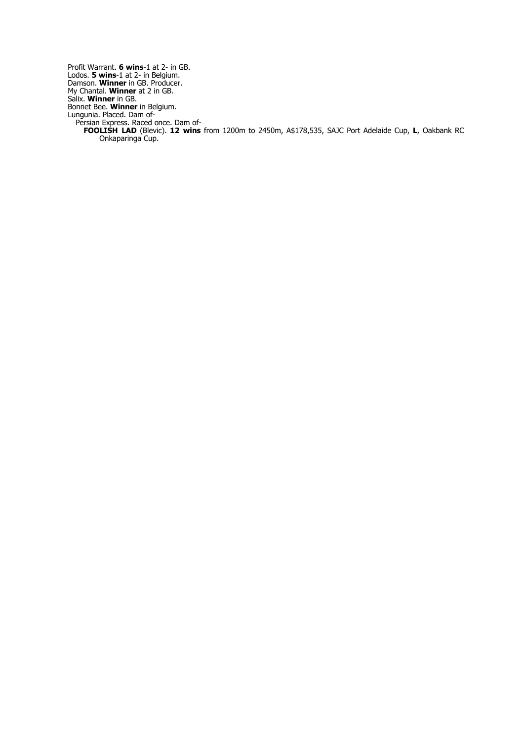Profit Warrant. **6 wins**-1 at 2- in GB.
Lodos. **5 wins**-1 at 2- in Belgium.
Damson. **Winner** in GB. Producer.
My Chantal. **Winner** at 2 in GB.
Salix. **Winner** in GB.
Bonnet Bee. **Winner** in Belgium.
Lungunia. Placed. Dam of-
  Persian Express. Raced once. Dam of-
    **FOOLISH LAD** (Blevic). **12 wins** from 1200m to 2450m, A$178,535, SAJC Port Adelaide Cup, **L**, Oakbank RC Onkaparinga Cup.